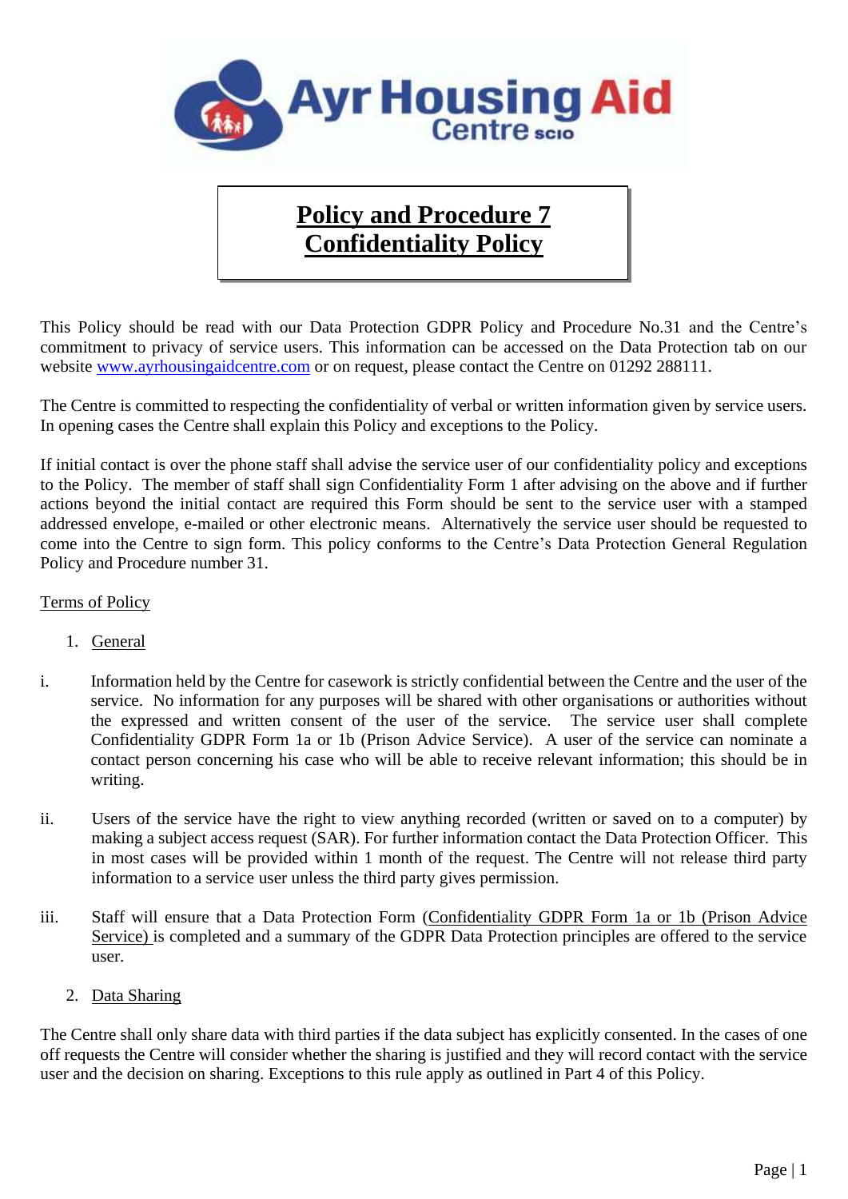Ayr Housing Aid Centre SCIO

# Policy and Procedure 7
# Confidentiality Policy

This Policy should be read with our Data Protection GDPR Policy and Procedure No.31 and the Centre's commitment to privacy of service users. This information can be accessed on the Data Protection tab on our website www.ayrhousingaidcentre.com or on request, please contact the Centre on 01292 288111.

The Centre is committed to respecting the confidentiality of verbal or written information given by service users. In opening cases the Centre shall explain this Policy and exceptions to the Policy.

If initial contact is over the phone staff shall advise the service user of our confidentiality policy and exceptions to the Policy. The member of staff shall sign Confidentiality Form 1 after advising on the above and if further actions beyond the initial contact are required this Form should be sent to the service user with a stamped addressed envelope, e-mailed or other electronic means. Alternatively the service user should be requested to come into the Centre to sign form. This policy conforms to the Centre's Data Protection General Regulation Policy and Procedure number 31.

## Terms of Policy

### 1. General

i. Information held by the Centre for casework is strictly confidential between the Centre and the user of the service. No information for any purposes will be shared with other organisations or authorities without the expressed and written consent of the user of the service. The service user shall complete Confidentiality GDPR Form 1a or 1b (Prison Advice Service). A user of the service can nominate a contact person concerning his case who will be able to receive relevant information; this should be in writing.

ii. Users of the service have the right to view anything recorded (written or saved on to a computer) by making a subject access request (SAR). For further information contact the Data Protection Officer. This in most cases will be provided within 1 month of the request. The Centre will not release third party information to a service user unless the third party gives permission.

iii. Staff will ensure that a Data Protection Form (Confidentiality GDPR Form 1a or 1b (Prison Advice Service) is completed and a summary of the GDPR Data Protection principles are offered to the service user.

### 2. Data Sharing

The Centre shall only share data with third parties if the data subject has explicitly consented. In the cases of one off requests the Centre will consider whether the sharing is justified and they will record contact with the service user and the decision on sharing. Exceptions to this rule apply as outlined in Part 4 of this Policy.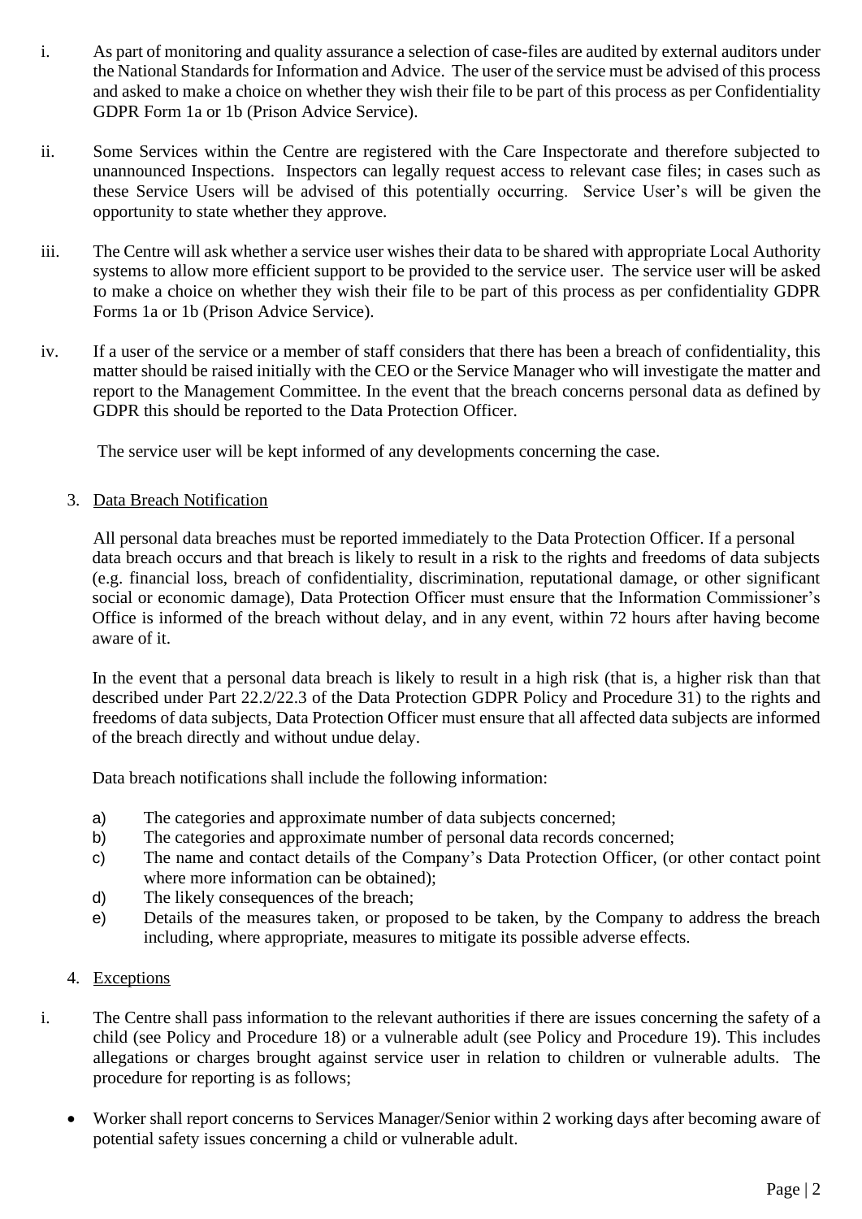i. As part of monitoring and quality assurance a selection of case-files are audited by external auditors under the National Standards for Information and Advice. The user of the service must be advised of this process and asked to make a choice on whether they wish their file to be part of this process as per Confidentiality GDPR Form 1a or 1b (Prison Advice Service).

ii. Some Services within the Centre are registered with the Care Inspectorate and therefore subjected to unannounced Inspections. Inspectors can legally request access to relevant case files; in cases such as these Service Users will be advised of this potentially occurring. Service User's will be given the opportunity to state whether they approve.

iii. The Centre will ask whether a service user wishes their data to be shared with appropriate Local Authority systems to allow more efficient support to be provided to the service user. The service user will be asked to make a choice on whether they wish their file to be part of this process as per confidentiality GDPR Forms 1a or 1b (Prison Advice Service).

iv. If a user of the service or a member of staff considers that there has been a breach of confidentiality, this matter should be raised initially with the CEO or the Service Manager who will investigate the matter and report to the Management Committee. In the event that the breach concerns personal data as defined by GDPR this should be reported to the Data Protection Officer.

The service user will be kept informed of any developments concerning the case.

3. Data Breach Notification

All personal data breaches must be reported immediately to the Data Protection Officer. If a personal data breach occurs and that breach is likely to result in a risk to the rights and freedoms of data subjects (e.g. financial loss, breach of confidentiality, discrimination, reputational damage, or other significant social or economic damage), Data Protection Officer must ensure that the Information Commissioner's Office is informed of the breach without delay, and in any event, within 72 hours after having become aware of it.

In the event that a personal data breach is likely to result in a high risk (that is, a higher risk than that described under Part 22.2/22.3 of the Data Protection GDPR Policy and Procedure 31) to the rights and freedoms of data subjects, Data Protection Officer must ensure that all affected data subjects are informed of the breach directly and without undue delay.

Data breach notifications shall include the following information:

a) The categories and approximate number of data subjects concerned;
b) The categories and approximate number of personal data records concerned;
c) The name and contact details of the Company's Data Protection Officer, (or other contact point where more information can be obtained);
d) The likely consequences of the breach;
e) Details of the measures taken, or proposed to be taken, by the Company to address the breach including, where appropriate, measures to mitigate its possible adverse effects.

4. Exceptions

i. The Centre shall pass information to the relevant authorities if there are issues concerning the safety of a child (see Policy and Procedure 18) or a vulnerable adult (see Policy and Procedure 19). This includes allegations or charges brought against service user in relation to children or vulnerable adults. The procedure for reporting is as follows;

- Worker shall report concerns to Services Manager/Senior within 2 working days after becoming aware of potential safety issues concerning a child or vulnerable adult.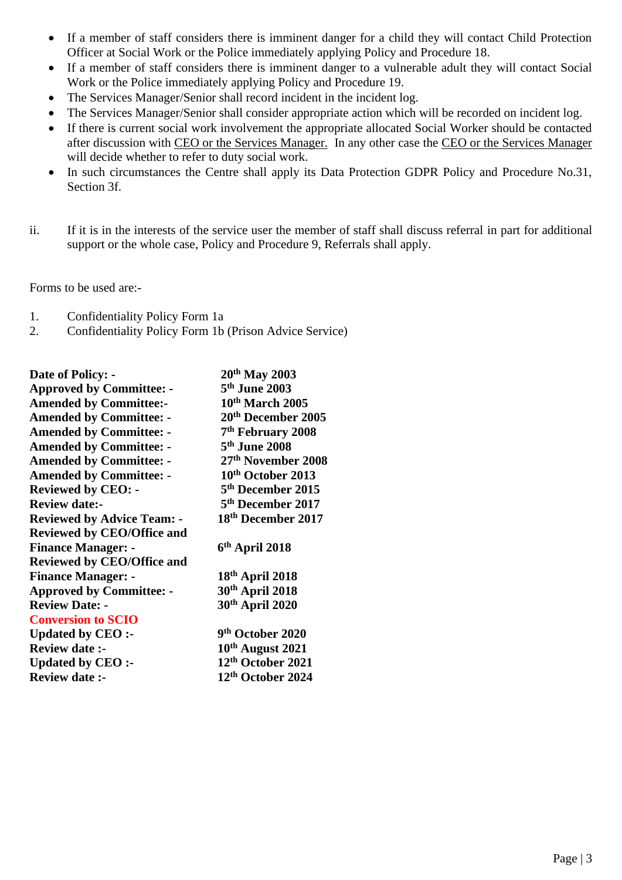- If a member of staff considers there is imminent danger for a child they will contact Child Protection Officer at Social Work or the Police immediately applying Policy and Procedure 18.
- If a member of staff considers there is imminent danger to a vulnerable adult they will contact Social Work or the Police immediately applying Policy and Procedure 19.
- The Services Manager/Senior shall record incident in the incident log.
- The Services Manager/Senior shall consider appropriate action which will be recorded on incident log.
- If there is current social work involvement the appropriate allocated Social Worker should be contacted after discussion with <u>CEO or the Services Manager.</u> In any other case the <u>CEO or the Services Manager</u> will decide whether to refer to duty social work.
- In such circumstances the Centre shall apply its Data Protection GDPR Policy and Procedure No.31, Section 3f.

ii. If it is in the interests of the service user the member of staff shall discuss referral in part for additional support or the whole case, Policy and Procedure 9, Referrals shall apply.

Forms to be used are:-

1. Confidentiality Policy Form 1a
2. Confidentiality Policy Form 1b (Prison Advice Service)

| | |
|---|---|
| **Date of Policy: -** | **20th May 2003** |
| **Approved by Committee: -** | **5th June 2003** |
| **Amended by Committee:-** | **10th March 2005** |
| **Amended by Committee: -** | **20th December 2005** |
| **Amended by Committee: -** | **7th February 2008** |
| **Amended by Committee: -** | **5th June 2008** |
| **Amended by Committee: -** | **27th November 2008** |
| **Amended by Committee: -** | **10th October 2013** |
| **Reviewed by CEO: -** | **5th December 2015** |
| **Review date:-** | **5th December 2017** |
| **Reviewed by Advice Team: -** | **18th December 2017** |
| **Reviewed by CEO/Office and Finance Manager: -** | **6th April 2018** |
| **Reviewed by CEO/Office and Finance Manager: -** | **18th April 2018** |
| **Approved by Committee: -** | **30th April 2018** |
| **Review Date: -** | **30th April 2020** |
| **Conversion to SCIO** | |
| **Updated by CEO :-** | **9th October 2020** |
| **Review date :-** | **10th August 2021** |
| **Updated by CEO :-** | **12th October 2021** |
| **Review date :-** | **12th October 2024** |